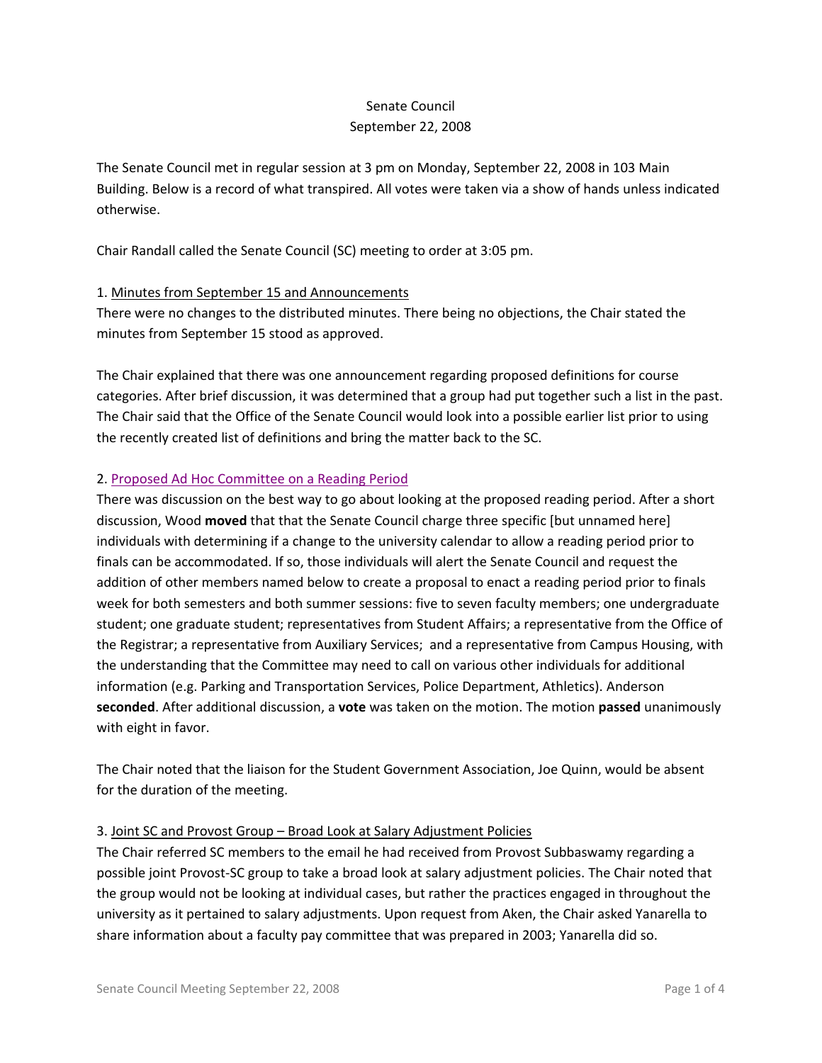Senate Council
September 22, 2008

The Senate Council met in regular session at 3 pm on Monday, September 22, 2008 in 103 Main Building. Below is a record of what transpired. All votes were taken via a show of hands unless indicated otherwise.

Chair Randall called the Senate Council (SC) meeting to order at 3:05 pm.

1. Minutes from September 15 and Announcements

There were no changes to the distributed minutes. There being no objections, the Chair stated the minutes from September 15 stood as approved.

The Chair explained that there was one announcement regarding proposed definitions for course categories. After brief discussion, it was determined that a group had put together such a list in the past. The Chair said that the Office of the Senate Council would look into a possible earlier list prior to using the recently created list of definitions and bring the matter back to the SC.

2. Proposed Ad Hoc Committee on a Reading Period

There was discussion on the best way to go about looking at the proposed reading period. After a short discussion, Wood **moved** that that the Senate Council charge three specific [but unnamed here] individuals with determining if a change to the university calendar to allow a reading period prior to finals can be accommodated. If so, those individuals will alert the Senate Council and request the addition of other members named below to create a proposal to enact a reading period prior to finals week for both semesters and both summer sessions: five to seven faculty members; one undergraduate student; one graduate student; representatives from Student Affairs; a representative from the Office of the Registrar; a representative from Auxiliary Services; and a representative from Campus Housing, with the understanding that the Committee may need to call on various other individuals for additional information (e.g. Parking and Transportation Services, Police Department, Athletics). Anderson **seconded**. After additional discussion, a **vote** was taken on the motion. The motion **passed** unanimously with eight in favor.

The Chair noted that the liaison for the Student Government Association, Joe Quinn, would be absent for the duration of the meeting.

3. Joint SC and Provost Group – Broad Look at Salary Adjustment Policies

The Chair referred SC members to the email he had received from Provost Subbaswamy regarding a possible joint Provost-SC group to take a broad look at salary adjustment policies. The Chair noted that the group would not be looking at individual cases, but rather the practices engaged in throughout the university as it pertained to salary adjustments. Upon request from Aken, the Chair asked Yanarella to share information about a faculty pay committee that was prepared in 2003; Yanarella did so.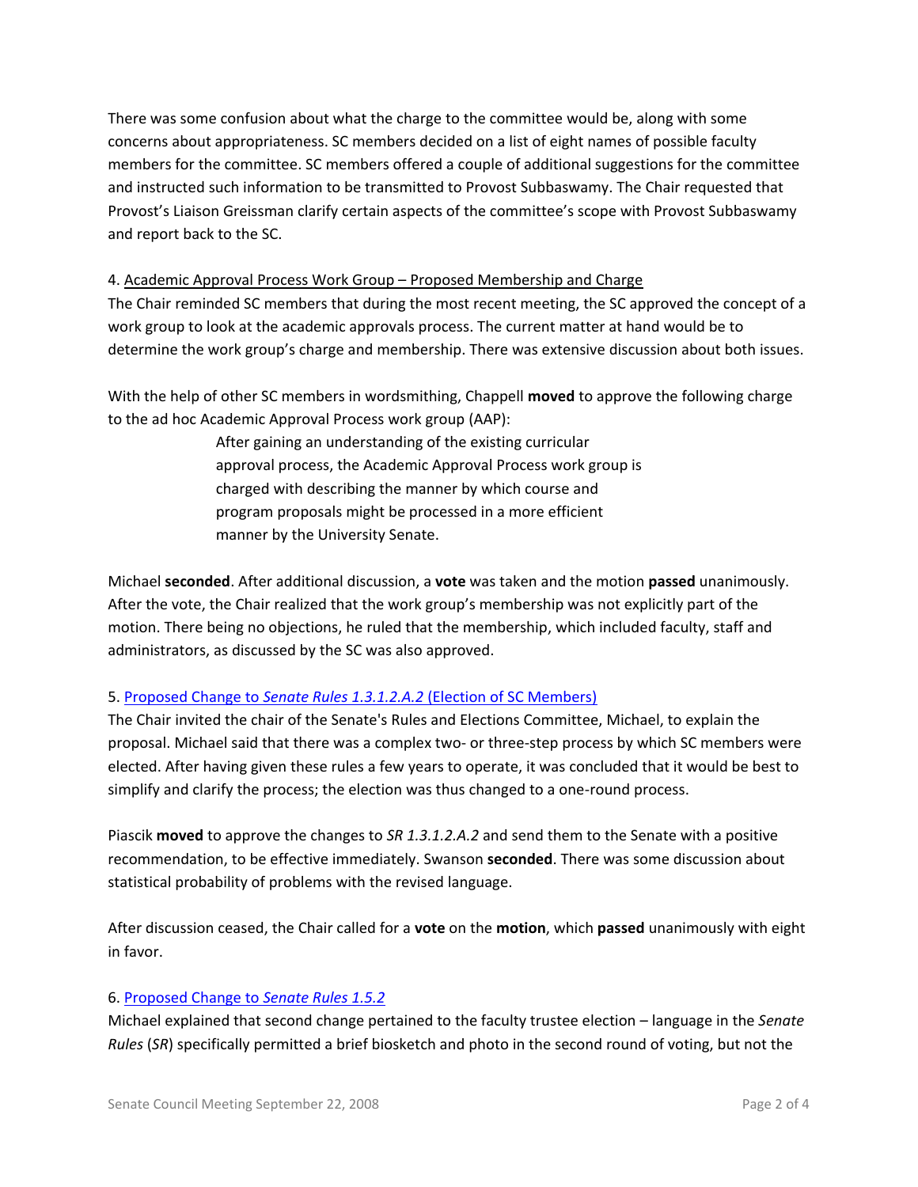There was some confusion about what the charge to the committee would be, along with some concerns about appropriateness. SC members decided on a list of eight names of possible faculty members for the committee. SC members offered a couple of additional suggestions for the committee and instructed such information to be transmitted to Provost Subbaswamy. The Chair requested that Provost's Liaison Greissman clarify certain aspects of the committee's scope with Provost Subbaswamy and report back to the SC.

4. Academic Approval Process Work Group – Proposed Membership and Charge

The Chair reminded SC members that during the most recent meeting, the SC approved the concept of a work group to look at the academic approvals process. The current matter at hand would be to determine the work group's charge and membership. There was extensive discussion about both issues.

With the help of other SC members in wordsmithing, Chappell **moved** to approve the following charge to the ad hoc Academic Approval Process work group (AAP):

> After gaining an understanding of the existing curricular approval process, the Academic Approval Process work group is charged with describing the manner by which course and program proposals might be processed in a more efficient manner by the University Senate.

Michael **seconded**. After additional discussion, a **vote** was taken and the motion **passed** unanimously. After the vote, the Chair realized that the work group's membership was not explicitly part of the motion. There being no objections, he ruled that the membership, which included faculty, staff and administrators, as discussed by the SC was also approved.

5. Proposed Change to *Senate Rules 1.3.1.2.A.2* (Election of SC Members)

The Chair invited the chair of the Senate's Rules and Elections Committee, Michael, to explain the proposal. Michael said that there was a complex two- or three-step process by which SC members were elected. After having given these rules a few years to operate, it was concluded that it would be best to simplify and clarify the process; the election was thus changed to a one-round process.

Piascik **moved** to approve the changes to *SR 1.3.1.2.A.2* and send them to the Senate with a positive recommendation, to be effective immediately. Swanson **seconded**. There was some discussion about statistical probability of problems with the revised language.

After discussion ceased, the Chair called for a **vote** on the **motion**, which **passed** unanimously with eight in favor.

6. Proposed Change to *Senate Rules 1.5.2*

Michael explained that second change pertained to the faculty trustee election – language in the *Senate Rules* (*SR*) specifically permitted a brief biosketch and photo in the second round of voting, but not the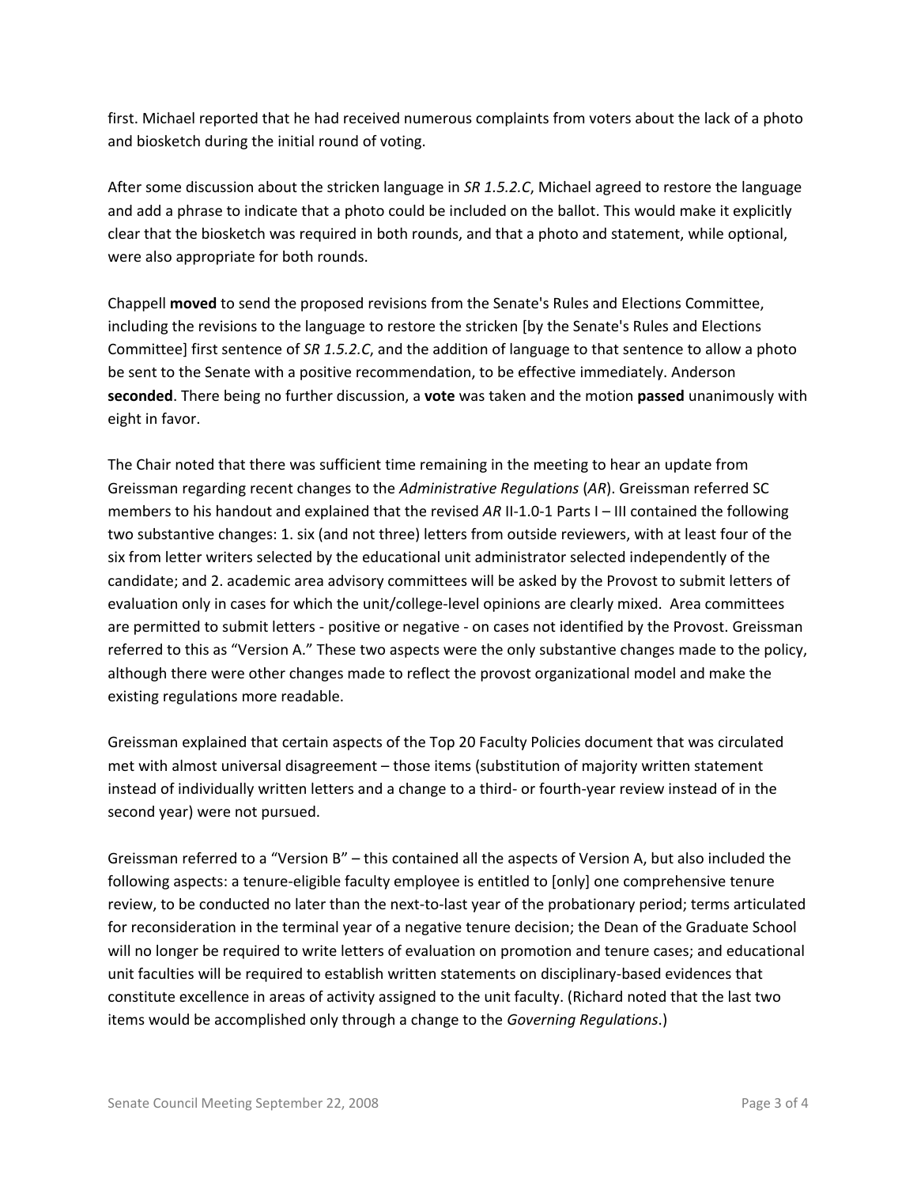first. Michael reported that he had received numerous complaints from voters about the lack of a photo and biosketch during the initial round of voting.

After some discussion about the stricken language in *SR 1.5.2.C*, Michael agreed to restore the language and add a phrase to indicate that a photo could be included on the ballot. This would make it explicitly clear that the biosketch was required in both rounds, and that a photo and statement, while optional, were also appropriate for both rounds.

Chappell **moved** to send the proposed revisions from the Senate's Rules and Elections Committee, including the revisions to the language to restore the stricken [by the Senate's Rules and Elections Committee] first sentence of *SR 1.5.2.C*, and the addition of language to that sentence to allow a photo be sent to the Senate with a positive recommendation, to be effective immediately. Anderson **seconded**. There being no further discussion, a **vote** was taken and the motion **passed** unanimously with eight in favor.

The Chair noted that there was sufficient time remaining in the meeting to hear an update from Greissman regarding recent changes to the *Administrative Regulations* (*AR*). Greissman referred SC members to his handout and explained that the revised *AR* II-1.0-1 Parts I – III contained the following two substantive changes: 1. six (and not three) letters from outside reviewers, with at least four of the six from letter writers selected by the educational unit administrator selected independently of the candidate; and 2. academic area advisory committees will be asked by the Provost to submit letters of evaluation only in cases for which the unit/college-level opinions are clearly mixed. Area committees are permitted to submit letters - positive or negative - on cases not identified by the Provost. Greissman referred to this as "Version A." These two aspects were the only substantive changes made to the policy, although there were other changes made to reflect the provost organizational model and make the existing regulations more readable.

Greissman explained that certain aspects of the Top 20 Faculty Policies document that was circulated met with almost universal disagreement – those items (substitution of majority written statement instead of individually written letters and a change to a third- or fourth-year review instead of in the second year) were not pursued.

Greissman referred to a "Version B" – this contained all the aspects of Version A, but also included the following aspects: a tenure-eligible faculty employee is entitled to [only] one comprehensive tenure review, to be conducted no later than the next-to-last year of the probationary period; terms articulated for reconsideration in the terminal year of a negative tenure decision; the Dean of the Graduate School will no longer be required to write letters of evaluation on promotion and tenure cases; and educational unit faculties will be required to establish written statements on disciplinary-based evidences that constitute excellence in areas of activity assigned to the unit faculty. (Richard noted that the last two items would be accomplished only through a change to the *Governing Regulations*.)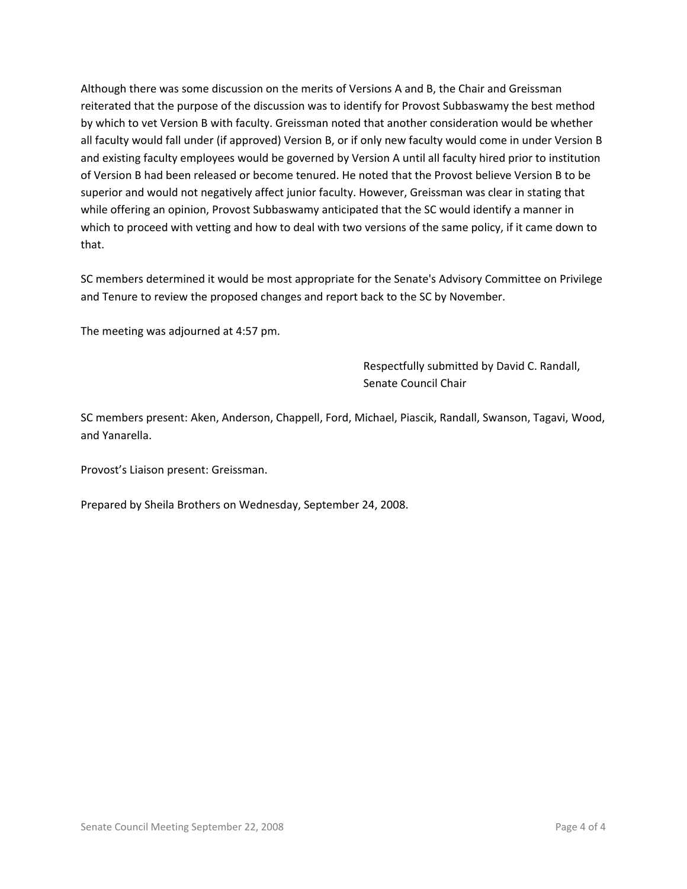Although there was some discussion on the merits of Versions A and B, the Chair and Greissman reiterated that the purpose of the discussion was to identify for Provost Subbaswamy the best method by which to vet Version B with faculty. Greissman noted that another consideration would be whether all faculty would fall under (if approved) Version B, or if only new faculty would come in under Version B and existing faculty employees would be governed by Version A until all faculty hired prior to institution of Version B had been released or become tenured. He noted that the Provost believe Version B to be superior and would not negatively affect junior faculty. However, Greissman was clear in stating that while offering an opinion, Provost Subbaswamy anticipated that the SC would identify a manner in which to proceed with vetting and how to deal with two versions of the same policy, if it came down to that.

SC members determined it would be most appropriate for the Senate's Advisory Committee on Privilege and Tenure to review the proposed changes and report back to the SC by November.

The meeting was adjourned at 4:57 pm.

Respectfully submitted by David C. Randall,
Senate Council Chair

SC members present: Aken, Anderson, Chappell, Ford, Michael, Piascik, Randall, Swanson, Tagavi, Wood, and Yanarella.

Provost's Liaison present: Greissman.

Prepared by Sheila Brothers on Wednesday, September 24, 2008.